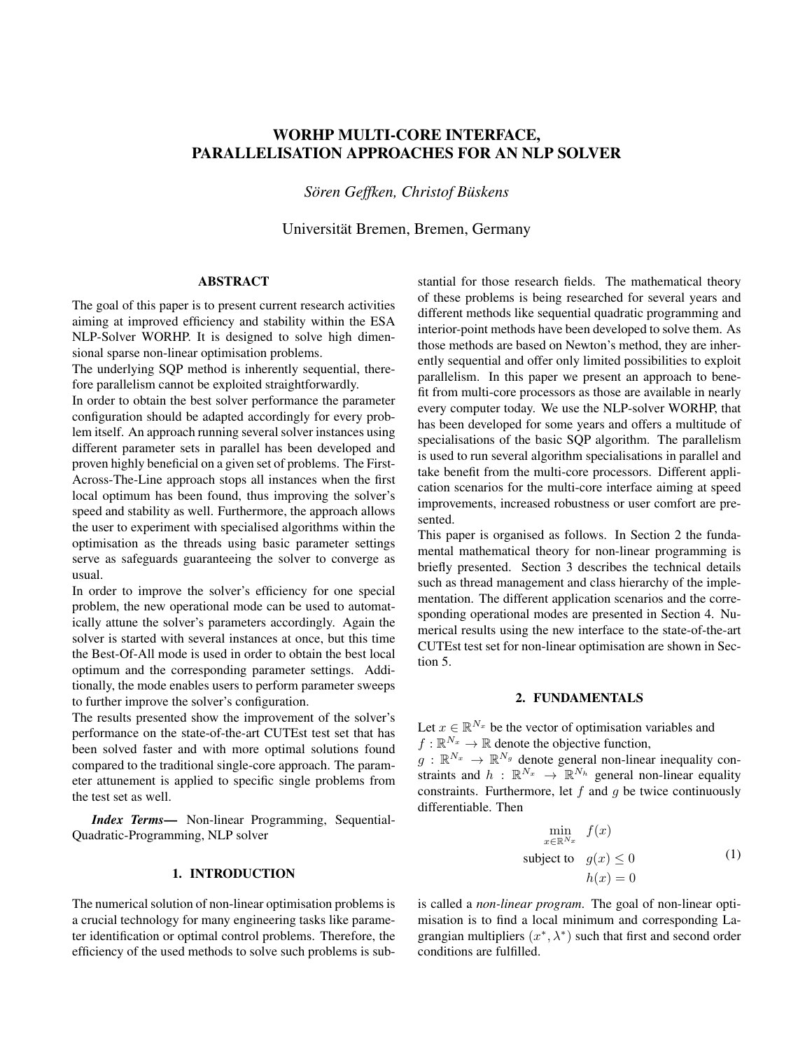# WORHP MULTI-CORE INTERFACE, PARALLELISATION APPROACHES FOR AN NLP SOLVER

*Sören Geffken, Christof Büskens*

Universität Bremen, Bremen, Germany

## ABSTRACT

The goal of this paper is to present current research activities aiming at improved efficiency and stability within the ESA NLP-Solver WORHP. It is designed to solve high dimensional sparse non-linear optimisation problems.

The underlying SQP method is inherently sequential, therefore parallelism cannot be exploited straightforwardly.

In order to obtain the best solver performance the parameter configuration should be adapted accordingly for every problem itself. An approach running several solver instances using different parameter sets in parallel has been developed and proven highly beneficial on a given set of problems. The First-Across-The-Line approach stops all instances when the first local optimum has been found, thus improving the solver's speed and stability as well. Furthermore, the approach allows the user to experiment with specialised algorithms within the optimisation as the threads using basic parameter settings serve as safeguards guaranteeing the solver to converge as usual.

In order to improve the solver's efficiency for one special problem, the new operational mode can be used to automatically attune the solver's parameters accordingly. Again the solver is started with several instances at once, but this time the Best-Of-All mode is used in order to obtain the best local optimum and the corresponding parameter settings. Additionally, the mode enables users to perform parameter sweeps to further improve the solver's configuration.

The results presented show the improvement of the solver's performance on the state-of-the-art CUTEst test set that has been solved faster and with more optimal solutions found compared to the traditional single-core approach. The parameter attunement is applied to specific single problems from the test set as well.

***Index Terms*—** Non-linear Programming, Sequential-Quadratic-Programming, NLP solver

## 1. INTRODUCTION

The numerical solution of non-linear optimisation problems is a crucial technology for many engineering tasks like parameter identification or optimal control problems. Therefore, the efficiency of the used methods to solve such problems is substantial for those research fields. The mathematical theory of these problems is being researched for several years and different methods like sequential quadratic programming and interior-point methods have been developed to solve them. As those methods are based on Newton's method, they are inherently sequential and offer only limited possibilities to exploit parallelism. In this paper we present an approach to benefit from multi-core processors as those are available in nearly every computer today. We use the NLP-solver WORHP, that has been developed for some years and offers a multitude of specialisations of the basic SQP algorithm. The parallelism is used to run several algorithm specialisations in parallel and take benefit from the multi-core processors. Different application scenarios for the multi-core interface aiming at speed improvements, increased robustness or user comfort are presented.

This paper is organised as follows. In Section 2 the fundamental mathematical theory for non-linear programming is briefly presented. Section 3 describes the technical details such as thread management and class hierarchy of the implementation. The different application scenarios and the corresponding operational modes are presented in Section 4. Numerical results using the new interface to the state-of-the-art CUTEst test set for non-linear optimisation are shown in Section 5.

## 2. FUNDAMENTALS

Let $x \in \mathbb{R}^{N_x}$ be the vector of optimisation variables and $f : \mathbb{R}^{N_x} \to \mathbb{R}$ denote the objective function, $g : \mathbb{R}^{N_x} \to \mathbb{R}^{N_g}$ denote general non-linear inequality constraints and $h : \mathbb{R}^{N_x} \to \mathbb{R}^{N_h}$ general non-linear equality constraints. Furthermore, let $f$ and $g$ be twice continuously differentiable. Then

$$
\begin{aligned}
\min_{x \in \mathbb{R}^{N_x}} \quad & f(x) \\
\text{subject to} \quad & g(x) \leq 0 \\
& h(x) = 0
\end{aligned}
\tag{1}
$$

is called a *non-linear program.* The goal of non-linear optimisation is to find a local minimum and corresponding Lagrangian multipliers $(x^*, \lambda^*)$ such that first and second order conditions are fulfilled.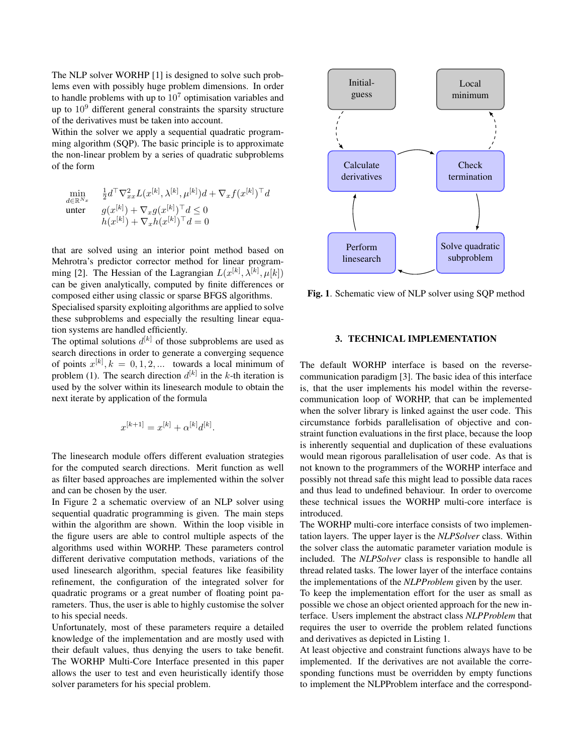The NLP solver WORHP [1] is designed to solve such problems even with possibly huge problem dimensions. In order to handle problems with up to $10^7$ optimisation variables and up to $10^9$ different general constraints the sparsity structure of the derivatives must be taken into account.

Within the solver we apply a sequential quadratic programming algorithm (SQP). The basic principle is to approximate the non-linear problem by a series of quadratic subproblems of the form

$$
\begin{array}{ll}
\min\limits_{d \in \mathbb{R}^{N_x}} & \frac{1}{2} d^\top \nabla^2_{xx} L(x^{[k]}, \lambda^{[k]}, \mu^{[k]}) d + \nabla_x f(x^{[k]})^\top d \\
\text{unter} & g(x^{[k]}) + \nabla_x g(x^{[k]})^\top d \leq 0 \\
 & h(x^{[k]}) + \nabla_x h(x^{[k]})^\top d = 0
\end{array}
$$

that are solved using an interior point method based on Mehrotra's predictor corrector method for linear programming [2]. The Hessian of the Lagrangian $L(x^{[k]}, \lambda^{[k]}, \mu[k])$ can be given analytically, computed by finite differences or composed either using classic or sparse BFGS algorithms.

Specialised sparsity exploiting algorithms are applied to solve these subproblems and especially the resulting linear equation systems are handled efficiently.

The optimal solutions $d^{[k]}$ of those subproblems are used as search directions in order to generate a converging sequence of points $x^{[k]}, k = 0, 1, 2, \ldots$ towards a local minimum of problem (1). The search direction $d^{[k]}$ in the $k$-th iteration is used by the solver within its linesearch module to obtain the next iterate by application of the formula

$$
x^{[k+1]} = x^{[k]} + \alpha^{[k]} d^{[k]}.
$$

The linesearch module offers different evaluation strategies for the computed search directions. Merit function as well as filter based approaches are implemented within the solver and can be chosen by the user.

In Figure 2 a schematic overview of an NLP solver using sequential quadratic programming is given. The main steps within the algorithm are shown. Within the loop visible in the figure users are able to control multiple aspects of the algorithms used within WORHP. These parameters control different derivative computation methods, variations of the used linesearch algorithm, special features like feasibility refinement, the configuration of the integrated solver for quadratic programs or a great number of floating point parameters. Thus, the user is able to highly customise the solver to his special needs.

Unfortunately, most of these parameters require a detailed knowledge of the implementation and are mostly used with their default values, thus denying the users to take benefit. The WORHP Multi-Core Interface presented in this paper allows the user to test and even heuristically identify those solver parameters for his special problem.

Initial-guess → Calculate derivatives → Check termination → Solve quadratic subproblem → Perform linesearch → Calculate derivatives; Check termination → Local minimum

**Fig. 1**. Schematic view of NLP solver using SQP method

## 3. TECHNICAL IMPLEMENTATION

The default WORHP interface is based on the reverse-communication paradigm [3]. The basic idea of this interface is, that the user implements his model within the reverse-communication loop of WORHP, that can be implemented when the solver library is linked against the user code. This circumstance forbids parallelisation of objective and constraint function evaluations in the first place, because the loop is inherently sequential and duplication of these evaluations would mean rigorous parallelisation of user code. As that is not known to the programmers of the WORHP interface and possibly not thread safe this might lead to possible data races and thus lead to undefined behaviour. In order to overcome these technical issues the WORHP multi-core interface is introduced.

The WORHP multi-core interface consists of two implementation layers. The upper layer is the *NLPSolver* class. Within the solver class the automatic parameter variation module is included. The *NLPSolver* class is responsible to handle all thread related tasks. The lower layer of the interface contains the implementations of the *NLPProblem* given by the user.

To keep the implementation effort for the user as small as possible we chose an object oriented approach for the new interface. Users implement the abstract class *NLPProblem* that requires the user to override the problem related functions and derivatives as depicted in Listing 1.

At least objective and constraint functions always have to be implemented. If the derivatives are not available the corresponding functions must be overridden by empty functions to implement the NLPProblem interface and the correspond-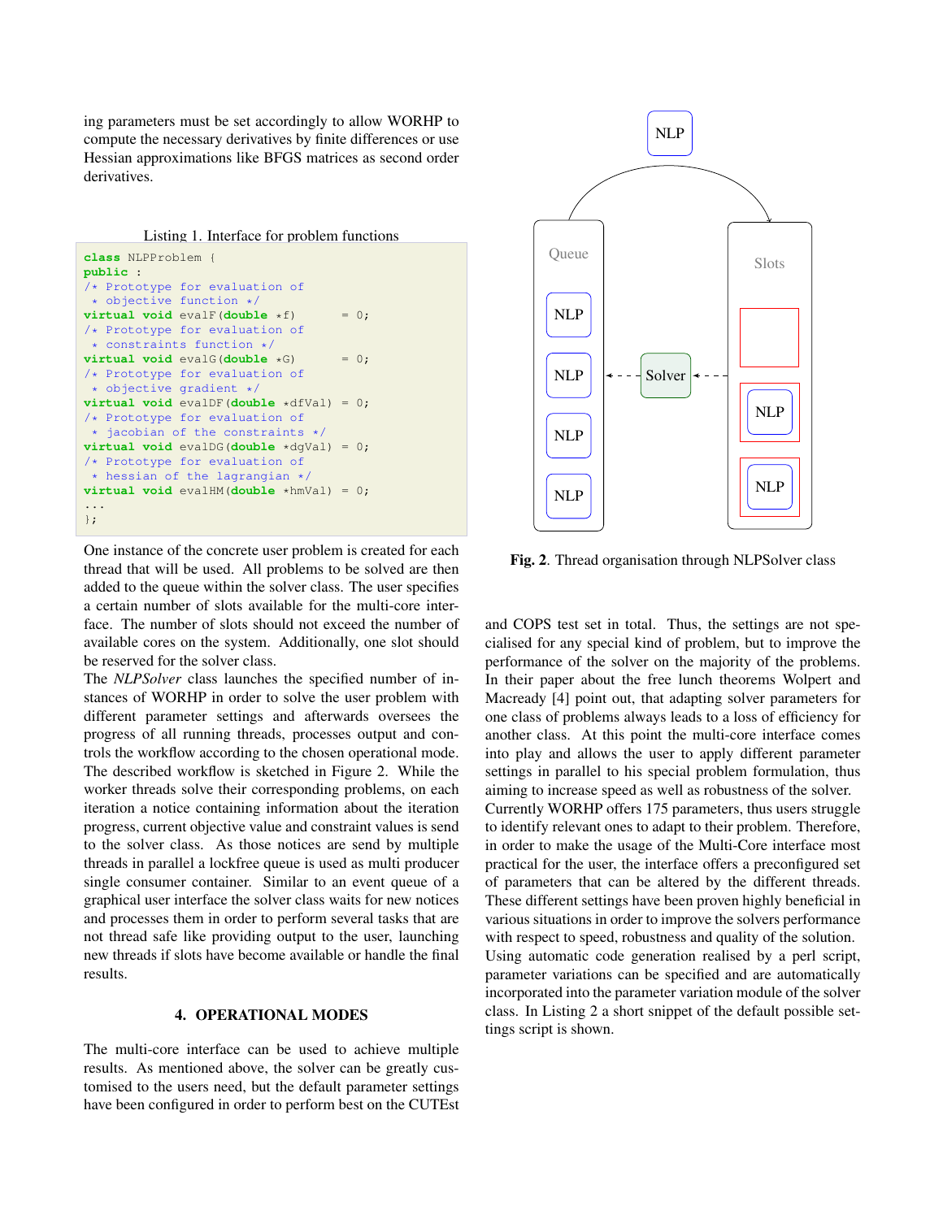ing parameters must be set accordingly to allow WORHP to compute the necessary derivatives by finite differences or use Hessian approximations like BFGS matrices as second order derivatives.

Listing 1. Interface for problem functions

```
class NLPProblem {
public :
/* Prototype for evaluation of
 * objective function */
virtual void evalF(double *f)       = 0;
/* Prototype for evaluation of
 * constraints function */
virtual void evalG(double *G)       = 0;
/* Prototype for evaluation of
 * objective gradient */
virtual void evalDF(double *dfVal) = 0;
/* Prototype for evaluation of
 * jacobian of the constraints */
virtual void evalDG(double *dgVal) = 0;
/* Prototype for evaluation of
 * hessian of the lagrangian */
virtual void evalHM(double *hmVal) = 0;
...
};
```

One instance of the concrete user problem is created for each thread that will be used. All problems to be solved are then added to the queue within the solver class. The user specifies a certain number of slots available for the multi-core interface. The number of slots should not exceed the number of available cores on the system. Additionally, one slot should be reserved for the solver class.

The *NLPSolver* class launches the specified number of instances of WORHP in order to solve the user problem with different parameter settings and afterwards oversees the progress of all running threads, processes output and controls the workflow according to the chosen operational mode. The described workflow is sketched in Figure 2. While the worker threads solve their corresponding problems, on each iteration a notice containing information about the iteration progress, current objective value and constraint values is send to the solver class. As those notices are send by multiple threads in parallel a lockfree queue is used as multi producer single consumer container. Similar to an event queue of a graphical user interface the solver class waits for new notices and processes them in order to perform several tasks that are not thread safe like providing output to the user, launching new threads if slots have become available or handle the final results.

**Fig. 2**. Thread organisation through NLPSolver class

## 4. OPERATIONAL MODES

The multi-core interface can be used to achieve multiple results. As mentioned above, the solver can be greatly customised to the users need, but the default parameter settings have been configured in order to perform best on the CUTEst and COPS test set in total. Thus, the settings are not specialised for any special kind of problem, but to improve the performance of the solver on the majority of the problems. In their paper about the free lunch theorems Wolpert and Macready [4] point out, that adapting solver parameters for one class of problems always leads to a loss of efficiency for another class. At this point the multi-core interface comes into play and allows the user to apply different parameter settings in parallel to his special problem formulation, thus aiming to increase speed as well as robustness of the solver.

Currently WORHP offers 175 parameters, thus users struggle to identify relevant ones to adapt to their problem. Therefore, in order to make the usage of the Multi-Core interface most practical for the user, the interface offers a preconfigured set of parameters that can be altered by the different threads. These different settings have been proven highly beneficial in various situations in order to improve the solvers performance with respect to speed, robustness and quality of the solution.

Using automatic code generation realised by a perl script, parameter variations can be specified and are automatically incorporated into the parameter variation module of the solver class. In Listing 2 a short snippet of the default possible settings script is shown.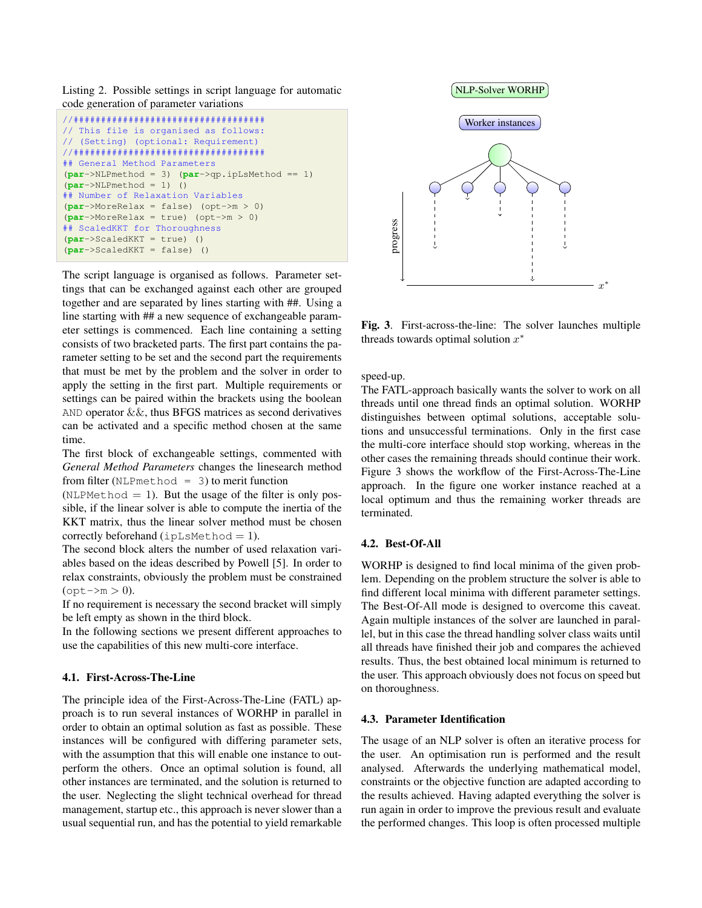Listing 2. Possible settings in script language for automatic code generation of parameter variations

```
//##################################
// This file is organised as follows:
// (Setting) (optional: Requirement)
//##################################
## General Method Parameters
(par->NLPmethod = 3) (par->qp.ipLsMethod == 1)
(par->NLPmethod = 1) ()
## Number of Relaxation Variables
(par->MoreRelax = false) (opt->m > 0)
(par->MoreRelax = true) (opt->m > 0)
## ScaledKKT for Thoroughness
(par->ScaledKKT = true) ()
(par->ScaledKKT = false) ()
```

The script language is organised as follows. Parameter settings that can be exchanged against each other are grouped together and are separated by lines starting with ##. Using a line starting with ## a new sequence of exchangeable parameter settings is commenced. Each line containing a setting consists of two bracketed parts. The first part contains the parameter setting to be set and the second part the requirements that must be met by the problem and the solver in order to apply the setting in the first part. Multiple requirements or settings can be paired within the brackets using the boolean AND operator &&, thus BFGS matrices as second derivatives can be activated and a specific method chosen at the same time.

The first block of exchangeable settings, commented with *General Method Parameters* changes the linesearch method from filter (NLPmethod = 3) to merit function (NLPMethod = 1). But the usage of the filter is only possible, if the linear solver is able to compute the inertia of the KKT matrix, thus the linear solver method must be chosen correctly beforehand (ipLsMethod = 1).

The second block alters the number of used relaxation variables based on the ideas described by Powell [5]. In order to relax constraints, obviously the problem must be constrained (opt->m > 0).

If no requirement is necessary the second bracket will simply be left empty as shown in the third block.

In the following sections we present different approaches to use the capabilities of this new multi-core interface.

### 4.1. First-Across-The-Line

The principle idea of the First-Across-The-Line (FATL) approach is to run several instances of WORHP in parallel in order to obtain an optimal solution as fast as possible. These instances will be configured with differing parameter sets, with the assumption that this will enable one instance to outperform the others. Once an optimal solution is found, all other instances are terminated, and the solution is returned to the user. Neglecting the slight technical overhead for thread management, startup etc., this approach is never slower than a usual sequential run, and has the potential to yield remarkable speed-up.

The FATL-approach basically wants the solver to work on all threads until one thread finds an optimal solution. WORHP distinguishes between optimal solutions, acceptable solutions and unsuccessful terminations. Only in the first case the multi-core interface should stop working, whereas in the other cases the remaining threads should continue their work. Figure 3 shows the workflow of the First-Across-The-Line approach. In the figure one worker instance reached at a local optimum and thus the remaining worker threads are terminated.

**Fig. 3**. First-across-the-line: The solver launches multiple threads towards optimal solution $x^*$

### 4.2. Best-Of-All

WORHP is designed to find local minima of the given problem. Depending on the problem structure the solver is able to find different local minima with different parameter settings. The Best-Of-All mode is designed to overcome this caveat. Again multiple instances of the solver are launched in parallel, but in this case the thread handling solver class waits until all threads have finished their job and compares the achieved results. Thus, the best obtained local minimum is returned to the user. This approach obviously does not focus on speed but on thoroughness.

### 4.3. Parameter Identification

The usage of an NLP solver is often an iterative process for the user. An optimisation run is performed and the result analysed. Afterwards the underlying mathematical model, constraints or the objective function are adapted according to the results achieved. Having adapted everything the solver is run again in order to improve the previous result and evaluate the performed changes. This loop is often processed multiple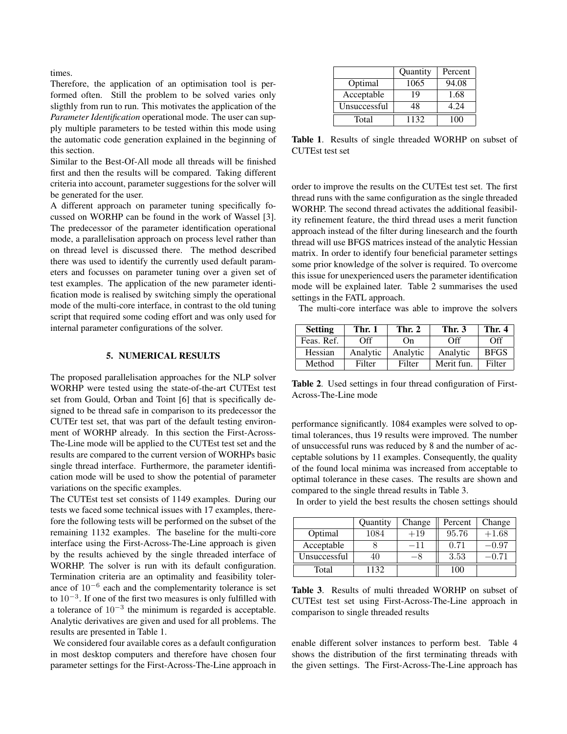times.
Therefore, the application of an optimisation tool is performed often. Still the problem to be solved varies only sligthly from run to run. This motivates the application of the *Parameter Identification* operational mode. The user can supply multiple parameters to be tested within this mode using the automatic code generation explained in the beginning of this section.
Similar to the Best-Of-All mode all threads will be finished first and then the results will be compared. Taking different criteria into account, parameter suggestions for the solver will be generated for the user.
A different approach on parameter tuning specifically focussed on WORHP can be found in the work of Wassel [3]. The predecessor of the parameter identification operational mode, a parallelisation approach on process level rather than on thread level is discussed there. The method described there was used to identify the currently used default parameters and focusses on parameter tuning over a given set of test examples. The application of the new parameter identification mode is realised by switching simply the operational mode of the multi-core interface, in contrast to the old tuning script that required some coding effort and was only used for internal parameter configurations of the solver.

## 5. NUMERICAL RESULTS

The proposed parallelisation approaches for the NLP solver WORHP were tested using the state-of-the-art CUTEst test set from Gould, Orban and Toint [6] that is specifically designed to be thread safe in comparison to its predecessor the CUTEr test set, that was part of the default testing environment of WORHP already. In this section the First-Across-The-Line mode will be applied to the CUTEst test set and the results are compared to the current version of WORHPs basic single thread interface. Furthermore, the parameter identification mode will be used to show the potential of parameter variations on the specific examples.
The CUTEst test set consists of 1149 examples. During our tests we faced some technical issues with 17 examples, therefore the following tests will be performed on the subset of the remaining 1132 examples. The baseline for the multi-core interface using the First-Across-The-Line approach is given by the results achieved by the single threaded interface of WORHP. The solver is run with its default configuration. Termination criteria are an optimality and feasibility tolerance of $10^{-6}$ each and the complementarity tolerance is set to $10^{-3}$. If one of the first two measures is only fulfilled with a tolerance of $10^{-3}$ the minimum is regarded is acceptable. Analytic derivatives are given and used for all problems. The results are presented in Table 1.

| | Quantity | Percent |
|---|---|---|
| Optimal | 1065 | 94.08 |
| Acceptable | 19 | 1.68 |
| Unsuccessful | 48 | 4.24 |
| Total | 1132 | 100 |

**Table 1**. Results of single threaded WORHP on subset of CUTEst test set

We considered four available cores as a default configuration in most desktop computers and therefore have chosen four parameter settings for the First-Across-The-Line approach in order to improve the results on the CUTEst test set. The first thread runs with the same configuration as the single threaded WORHP. The second thread activates the additional feasibility refinement feature, the third thread uses a merit function approach instead of the filter during linesearch and the fourth thread will use BFGS matrices instead of the analytic Hessian matrix. In order to identify four beneficial parameter settings some prior knowledge of the solver is required. To overcome this issue for unexperienced users the parameter identification mode will be explained later. Table 2 summarises the used settings in the FATL approach.
The multi-core interface was able to improve the solvers performance significantly. 1084 examples were solved to optimal tolerances, thus 19 results were improved. The number of unsuccessful runs was reduced by 8 and the number of acceptable solutions by 11 examples. Consequently, the quality of the found local minima was increased from acceptable to optimal tolerance in these cases. The results are shown and compared to the single thread results in Table 3.

| **Setting** | **Thr. 1** | **Thr. 2** | **Thr. 3** | **Thr. 4** |
|---|---|---|---|---|
| Feas. Ref. | Off | On | Off | Off |
| Hessian | Analytic | Analytic | Analytic | BFGS |
| Method | Filter | Filter | Merit fun. | Filter |

**Table 2**. Used settings in four thread configuration of First-Across-The-Line mode

| | Quantity | Change | Percent | Change |
|---|---|---|---|---|
| Optimal | 1084 | $+19$ | 95.76 | $+1.68$ |
| Acceptable | 8 | $-11$ | 0.71 | $-0.97$ |
| Unsuccessful | 40 | $-8$ | 3.53 | $-0.71$ |
| Total | 1132 | | 100 | |

**Table 3**. Results of multi threaded WORHP on subset of CUTEst test set using First-Across-The-Line approach in comparison to single threaded results

In order to yield the best results the chosen settings should enable different solver instances to perform best. Table 4 shows the distribution of the first terminating threads with the given settings. The First-Across-The-Line approach has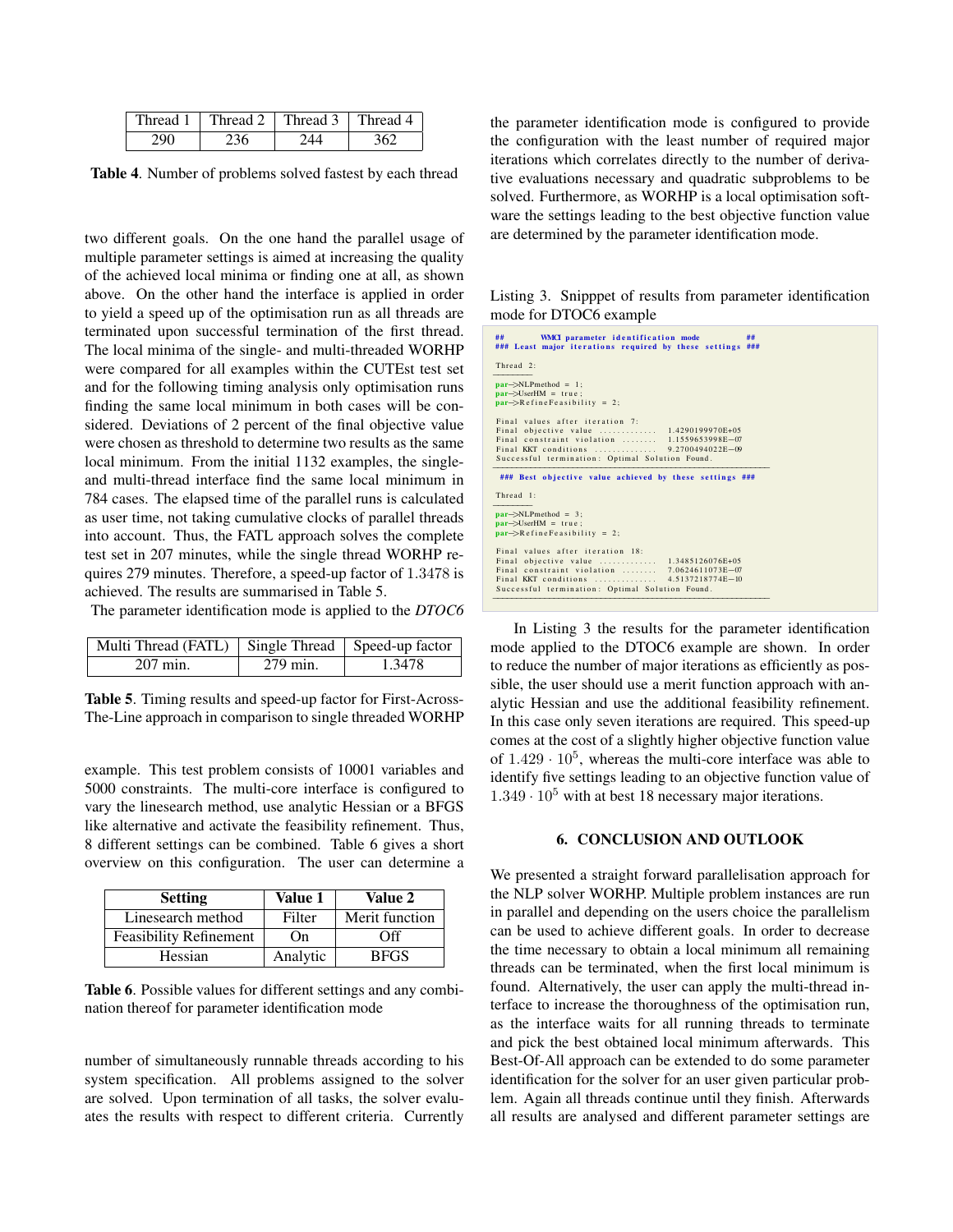| Thread 1 | Thread 2 | Thread 3 | Thread 4 |
|---|---|---|---|
| 290 | 236 | 244 | 362 |

**Table 4**. Number of problems solved fastest by each thread

two different goals. On the one hand the parallel usage of multiple parameter settings is aimed at increasing the quality of the achieved local minima or finding one at all, as shown above. On the other hand the interface is applied in order to yield a speed up of the optimisation run as all threads are terminated upon successful termination of the first thread. The local minima of the single- and multi-threaded WORHP were compared for all examples within the CUTEst test set and for the following timing analysis only optimisation runs finding the same local minimum in both cases will be considered. Deviations of 2 percent of the final objective value were chosen as threshold to determine two results as the same local minimum. From the initial 1132 examples, the single- and multi-thread interface find the same local minimum in 784 cases. The elapsed time of the parallel runs is calculated as user time, not taking cumulative clocks of parallel threads into account. Thus, the FATL approach solves the complete test set in 207 minutes, while the single thread WORHP requires 279 minutes. Therefore, a speed-up factor of 1.3478 is achieved. The results are summarised in Table 5.

The parameter identification mode is applied to the *DTOC6* example. This test problem consists of 10001 variables and 5000 constraints. The multi-core interface is configured to vary the linesearch method, use analytic Hessian or a BFGS like alternative and activate the feasibility refinement. Thus, 8 different settings can be combined. Table 6 gives a short overview on this configuration. The user can determine a number of simultaneously runnable threads according to his system specification. All problems assigned to the solver are solved. Upon termination of all tasks, the solver evaluates the results with respect to different criteria. Currently the parameter identification mode is configured to provide the configuration with the least number of required major iterations which correlates directly to the number of derivative evaluations necessary and quadratic subproblems to be solved. Furthermore, as WORHP is a local optimisation software the settings leading to the best objective function value are determined by the parameter identification mode.

| Multi Thread (FATL) | Single Thread | Speed-up factor |
|---|---|---|
| 207 min. | 279 min. | 1.3478 |

**Table 5**. Timing results and speed-up factor for First-Across-The-Line approach in comparison to single threaded WORHP

| Setting | Value 1 | Value 2 |
|---|---|---|
| Linesearch method | Filter | Merit function |
| Feasibility Refinement | On | Off |
| Hessian | Analytic | BFGS |

**Table 6**. Possible values for different settings and any combination thereof for parameter identification mode

Listing 3. Snipppet of results from parameter identification mode for DTOC6 example

```
##        WMCI parameter identification mode          ##
### Least major iterations required by these settings ###

Thread 2:
---------
par->NLPmethod = 1;
par->UserHM = true;
par->RefineFeasibility = 2;

Final values after iteration 7:
Final objective value ............. 1.4290199970E+05
Final constraint violation ........ 1.1559653998E-07
Final KKT conditions .............. 9.2700494022E-09
Successful termination: Optimal Solution Found.
----------------------------------------------------------
 ### Best objective value achieved by these settings ###

Thread 1:
---------
par->NLPmethod = 3;
par->UserHM = true;
par->RefineFeasibility = 2;

Final values after iteration 18:
Final objective value ............. 1.3485126076E+05
Final constraint violation ........ 7.0624611073E-07
Final KKT conditions .............. 4.5137218774E-10
Successful termination: Optimal Solution Found.
----------------------------------------------------------
```

In Listing 3 the results for the parameter identification mode applied to the DTOC6 example are shown. In order to reduce the number of major iterations as efficiently as possible, the user should use a merit function approach with analytic Hessian and use the additional feasibility refinement. In this case only seven iterations are required. This speed-up comes at the cost of a slightly higher objective function value of $1.429 \cdot 10^5$, whereas the multi-core interface was able to identify five settings leading to an objective function value of $1.349 \cdot 10^5$ with at best 18 necessary major iterations.

## 6. CONCLUSION AND OUTLOOK

We presented a straight forward parallelisation approach for the NLP solver WORHP. Multiple problem instances are run in parallel and depending on the users choice the parallelism can be used to achieve different goals. In order to decrease the time necessary to obtain a local minimum all remaining threads can be terminated, when the first local minimum is found. Alternatively, the user can apply the multi-thread interface to increase the thoroughness of the optimisation run, as the interface waits for all running threads to terminate and pick the best obtained local minimum afterwards. This Best-Of-All approach can be extended to do some parameter identification for the solver for an user given particular problem. Again all threads continue until they finish. Afterwards all results are analysed and different parameter settings are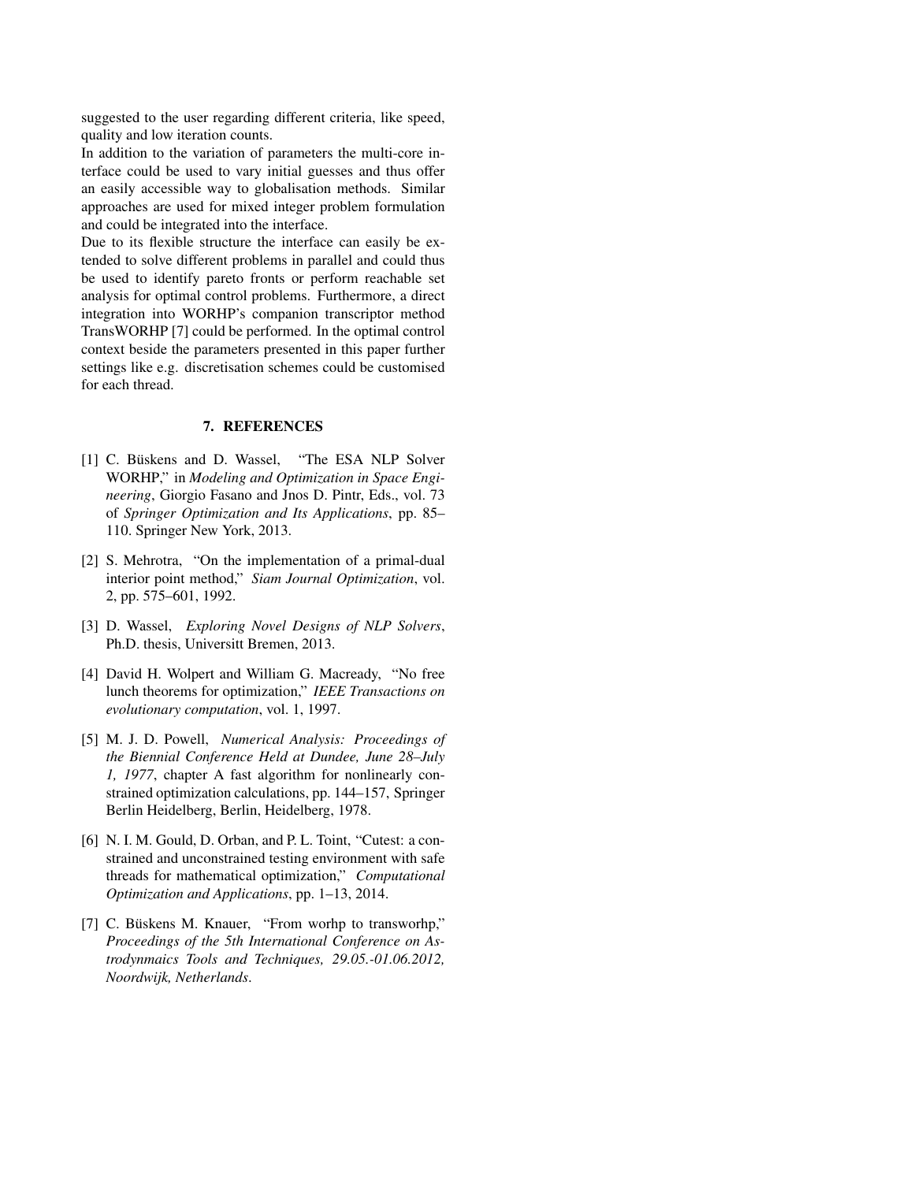suggested to the user regarding different criteria, like speed, quality and low iteration counts.

In addition to the variation of parameters the multi-core interface could be used to vary initial guesses and thus offer an easily accessible way to globalisation methods. Similar approaches are used for mixed integer problem formulation and could be integrated into the interface.

Due to its flexible structure the interface can easily be extended to solve different problems in parallel and could thus be used to identify pareto fronts or perform reachable set analysis for optimal control problems. Furthermore, a direct integration into WORHP's companion transcriptor method TransWORHP [7] could be performed. In the optimal control context beside the parameters presented in this paper further settings like e.g. discretisation schemes could be customised for each thread.

## 7. REFERENCES

[1] C. Büskens and D. Wassel, "The ESA NLP Solver WORHP," in *Modeling and Optimization in Space Engineering*, Giorgio Fasano and Jnos D. Pintr, Eds., vol. 73 of *Springer Optimization and Its Applications*, pp. 85–110. Springer New York, 2013.

[2] S. Mehrotra, "On the implementation of a primal-dual interior point method," *Siam Journal Optimization*, vol. 2, pp. 575–601, 1992.

[3] D. Wassel, *Exploring Novel Designs of NLP Solvers*, Ph.D. thesis, Universitt Bremen, 2013.

[4] David H. Wolpert and William G. Macready, "No free lunch theorems for optimization," *IEEE Transactions on evolutionary computation*, vol. 1, 1997.

[5] M. J. D. Powell, *Numerical Analysis: Proceedings of the Biennial Conference Held at Dundee, June 28–July 1, 1977*, chapter A fast algorithm for nonlinearly constrained optimization calculations, pp. 144–157, Springer Berlin Heidelberg, Berlin, Heidelberg, 1978.

[6] N. I. M. Gould, D. Orban, and P. L. Toint, "Cutest: a constrained and unconstrained testing environment with safe threads for mathematical optimization," *Computational Optimization and Applications*, pp. 1–13, 2014.

[7] C. Büskens M. Knauer, "From worhp to transworhp," *Proceedings of the 5th International Conference on Astrodynmaics Tools and Techniques, 29.05.-01.06.2012, Noordwijk, Netherlands*.